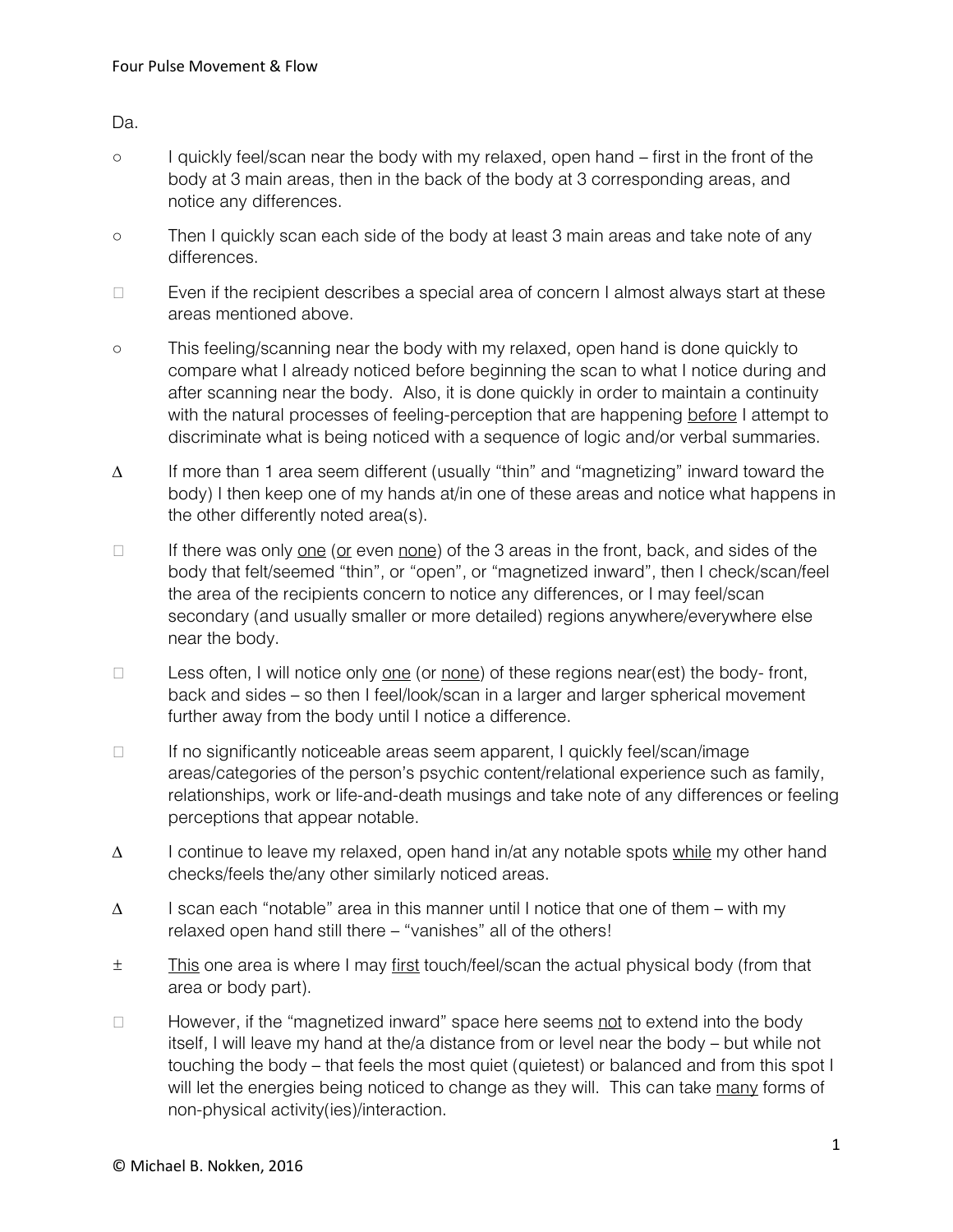Da.

- ○ I quickly feel/scan near the body with my relaxed, open hand – first in the front of the body at 3 main areas, then in the back of the body at 3 corresponding areas, and notice any differences.
- ○ Then I quickly scan each side of the body at least 3 main areas and take note of any differences.
- □ Even if the recipient describes a special area of concern I almost always start at these areas mentioned above.
- ○ This feeling/scanning near the body with my relaxed, open hand is done quickly to compare what I already noticed before beginning the scan to what I notice during and after scanning near the body. Also, it is done quickly in order to maintain a continuity with the natural processes of feeling-perception that are happening <u>before</u> I attempt to discriminate what is being noticed with a sequence of logic and/or verbal summaries.
- ∆ If more than 1 area seem different (usually "thin" and "magnetizing" inward toward the body) I then keep one of my hands at/in one of these areas and notice what happens in the other differently noted area(s).
- □ If there was only <u>one</u> (<u>or</u> even <u>none</u>) of the 3 areas in the front, back, and sides of the body that felt/seemed "thin", or "open", or "magnetized inward", then I check/scan/feel the area of the recipients concern to notice any differences, or I may feel/scan secondary (and usually smaller or more detailed) regions anywhere/everywhere else near the body.
- □ Less often, I will notice only <u>one</u> (or <u>none</u>) of these regions near(est) the body- front, back and sides – so then I feel/look/scan in a larger and larger spherical movement further away from the body until I notice a difference.
- □ If no significantly noticeable areas seem apparent, I quickly feel/scan/image areas/categories of the person's psychic content/relational experience such as family, relationships, work or life-and-death musings and take note of any differences or feeling perceptions that appear notable.
- ∆ I continue to leave my relaxed, open hand in/at any notable spots <u>while</u> my other hand checks/feels the/any other similarly noticed areas.
- ∆ I scan each "notable" area in this manner until I notice that one of them – with my relaxed open hand still there – "vanishes" all of the others!
- ± <u>This</u> one area is where I may <u>first</u> touch/feel/scan the actual physical body (from that area or body part).
- □ However, if the "magnetized inward" space here seems <u>not</u> to extend into the body itself, I will leave my hand at the/a distance from or level near the body – but while not touching the body – that feels the most quiet (quietest) or balanced and from this spot I will let the energies being noticed to change as they will. This can take <u>many</u> forms of non-physical activity(ies)/interaction.

© Michael B. Nokken, 2016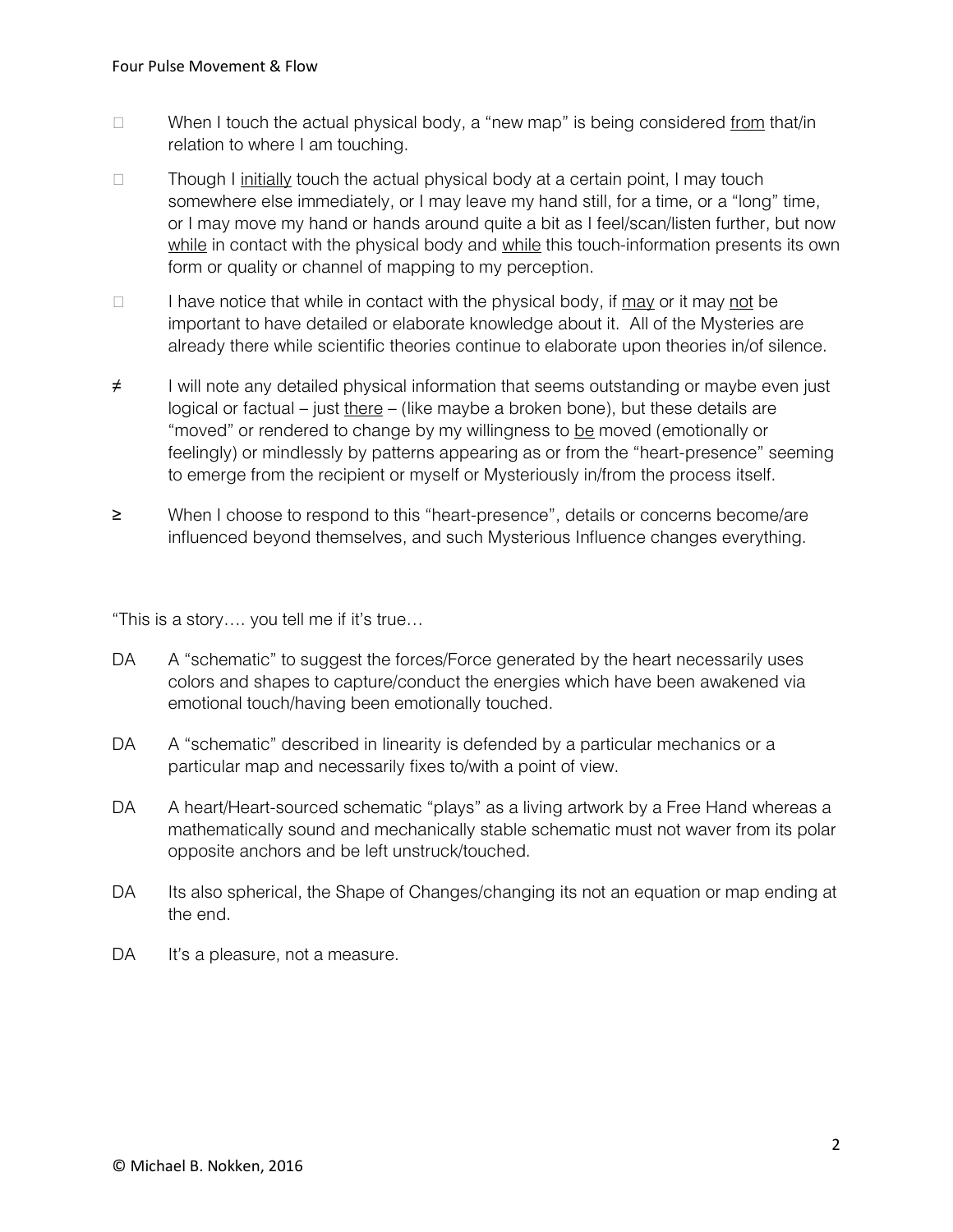-  When I touch the actual physical body, a "new map" is being considered <u>from</u> that/in relation to where I am touching.

-  Though I <u>initially</u> touch the actual physical body at a certain point, I may touch somewhere else immediately, or I may leave my hand still, for a time, or a "long" time, or I may move my hand or hands around quite a bit as I feel/scan/listen further, but now <u>while</u> in contact with the physical body and <u>while</u> this touch-information presents its own form or quality or channel of mapping to my perception.

-  I have notice that while in contact with the physical body, if <u>may</u> or it may <u>not</u> be important to have detailed or elaborate knowledge about it. All of the Mysteries are already there while scientific theories continue to elaborate upon theories in/of silence.

≠ I will note any detailed physical information that seems outstanding or maybe even just logical or factual – just <u>there</u> – (like maybe a broken bone), but these details are "moved" or rendered to change by my willingness to <u>be</u> moved (emotionally or feelingly) or mindlessly by patterns appearing as or from the "heart-presence" seeming to emerge from the recipient or myself or Mysteriously in/from the process itself.

≥ When I choose to respond to this "heart-presence", details or concerns become/are influenced beyond themselves, and such Mysterious Influence changes everything.

"This is a story…. you tell me if it's true…

DA A "schematic" to suggest the forces/Force generated by the heart necessarily uses colors and shapes to capture/conduct the energies which have been awakened via emotional touch/having been emotionally touched.

DA A "schematic" described in linearity is defended by a particular mechanics or a particular map and necessarily fixes to/with a point of view.

DA A heart/Heart-sourced schematic "plays" as a living artwork by a Free Hand whereas a mathematically sound and mechanically stable schematic must not waver from its polar opposite anchors and be left unstruck/touched.

DA Its also spherical, the Shape of Changes/changing its not an equation or map ending at the end.

DA It's a pleasure, not a measure.

© Michael B. Nokken, 2016